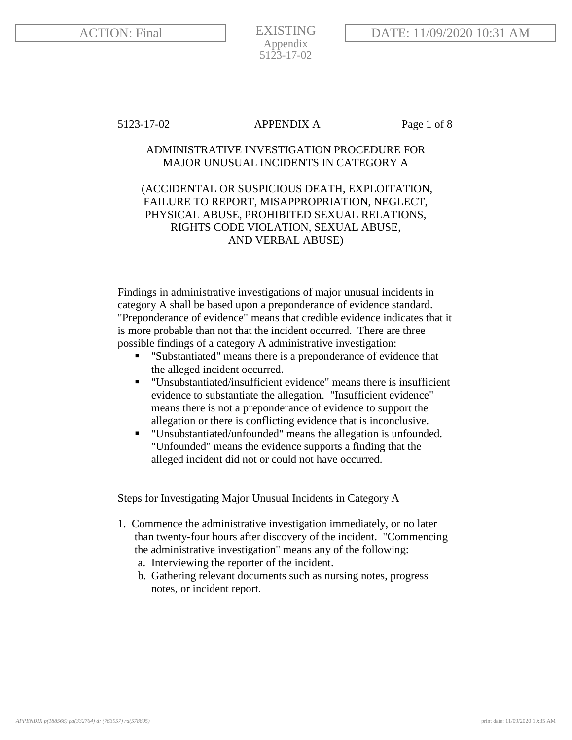5123-17-02 APPENDIX A

# ADMINISTRATIVE INVESTIGATION PROCEDURE FOR MAJOR UNUSUAL INCIDENTS IN CATEGORY A

## (ACCIDENTAL OR SUSPICIOUS DEATH, EXPLOITATION, FAILURE TO REPORT, MISAPPROPRIATION, NEGLECT, PHYSICAL ABUSE, PROHIBITED SEXUAL RELATIONS, RIGHTS CODE VIOLATION, SEXUAL ABUSE, AND VERBAL ABUSE)

Findings in administrative investigations of major unusual incidents in category A shall be based upon a preponderance of evidence standard. "Preponderance of evidence" means that credible evidence indicates that it is more probable than not that the incident occurred. There are three possible findings of a category A administrative investigation:

- "Substantiated" means there is a preponderance of evidence that the alleged incident occurred.
- "Unsubstantiated/insufficient evidence" means there is insufficient evidence to substantiate the allegation. "Insufficient evidence" means there is not a preponderance of evidence to support the allegation or there is conflicting evidence that is inconclusive.
- "Unsubstantiated/unfounded" means the allegation is unfounded. "Unfounded" means the evidence supports a finding that the alleged incident did not or could not have occurred.

Steps for Investigating Major Unusual Incidents in Category A

1. Commence the administrative investigation immediately, or no later than twenty-four hours after discovery of the incident. "Commencing the administrative investigation" means any of the following:
   a. Interviewing the reporter of the incident.
   b. Gathering relevant documents such as nursing notes, progress notes, or incident report.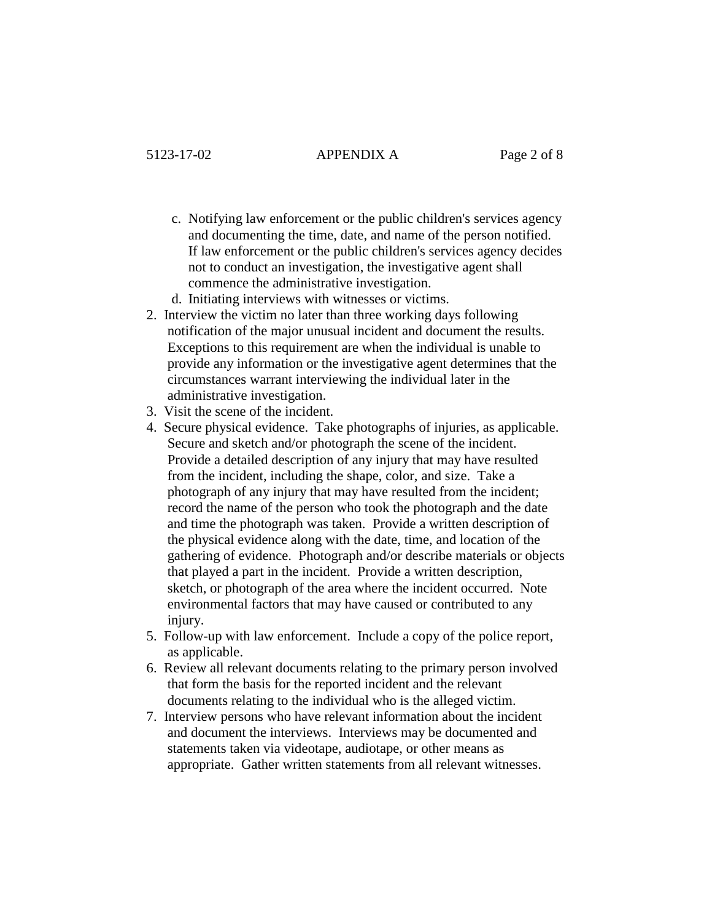c. Notifying law enforcement or the public children's services agency and documenting the time, date, and name of the person notified. If law enforcement or the public children's services agency decides not to conduct an investigation, the investigative agent shall commence the administrative investigation.
   d. Initiating interviews with witnesses or victims.
2. Interview the victim no later than three working days following notification of the major unusual incident and document the results. Exceptions to this requirement are when the individual is unable to provide any information or the investigative agent determines that the circumstances warrant interviewing the individual later in the administrative investigation.
3. Visit the scene of the incident.
4. Secure physical evidence. Take photographs of injuries, as applicable. Secure and sketch and/or photograph the scene of the incident. Provide a detailed description of any injury that may have resulted from the incident, including the shape, color, and size. Take a photograph of any injury that may have resulted from the incident; record the name of the person who took the photograph and the date and time the photograph was taken. Provide a written description of the physical evidence along with the date, time, and location of the gathering of evidence. Photograph and/or describe materials or objects that played a part in the incident. Provide a written description, sketch, or photograph of the area where the incident occurred. Note environmental factors that may have caused or contributed to any injury.
5. Follow-up with law enforcement. Include a copy of the police report, as applicable.
6. Review all relevant documents relating to the primary person involved that form the basis for the reported incident and the relevant documents relating to the individual who is the alleged victim.
7. Interview persons who have relevant information about the incident and document the interviews. Interviews may be documented and statements taken via videotape, audiotape, or other means as appropriate. Gather written statements from all relevant witnesses.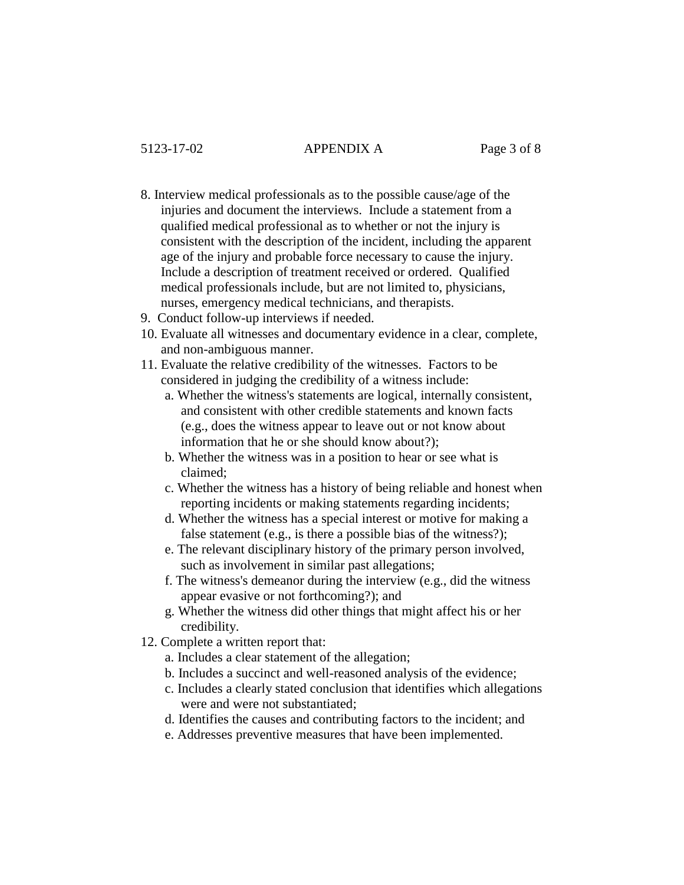8. Interview medical professionals as to the possible cause/age of the injuries and document the interviews. Include a statement from a qualified medical professional as to whether or not the injury is consistent with the description of the incident, including the apparent age of the injury and probable force necessary to cause the injury. Include a description of treatment received or ordered. Qualified medical professionals include, but are not limited to, physicians, nurses, emergency medical technicians, and therapists.
9. Conduct follow-up interviews if needed.
10. Evaluate all witnesses and documentary evidence in a clear, complete, and non-ambiguous manner.
11. Evaluate the relative credibility of the witnesses. Factors to be considered in judging the credibility of a witness include:
    a. Whether the witness's statements are logical, internally consistent, and consistent with other credible statements and known facts (e.g., does the witness appear to leave out or not know about information that he or she should know about?);
    b. Whether the witness was in a position to hear or see what is claimed;
    c. Whether the witness has a history of being reliable and honest when reporting incidents or making statements regarding incidents;
    d. Whether the witness has a special interest or motive for making a false statement (e.g., is there a possible bias of the witness?);
    e. The relevant disciplinary history of the primary person involved, such as involvement in similar past allegations;
    f. The witness's demeanor during the interview (e.g., did the witness appear evasive or not forthcoming?); and
    g. Whether the witness did other things that might affect his or her credibility.
12. Complete a written report that:
    a. Includes a clear statement of the allegation;
    b. Includes a succinct and well-reasoned analysis of the evidence;
    c. Includes a clearly stated conclusion that identifies which allegations were and were not substantiated;
    d. Identifies the causes and contributing factors to the incident; and
    e. Addresses preventive measures that have been implemented.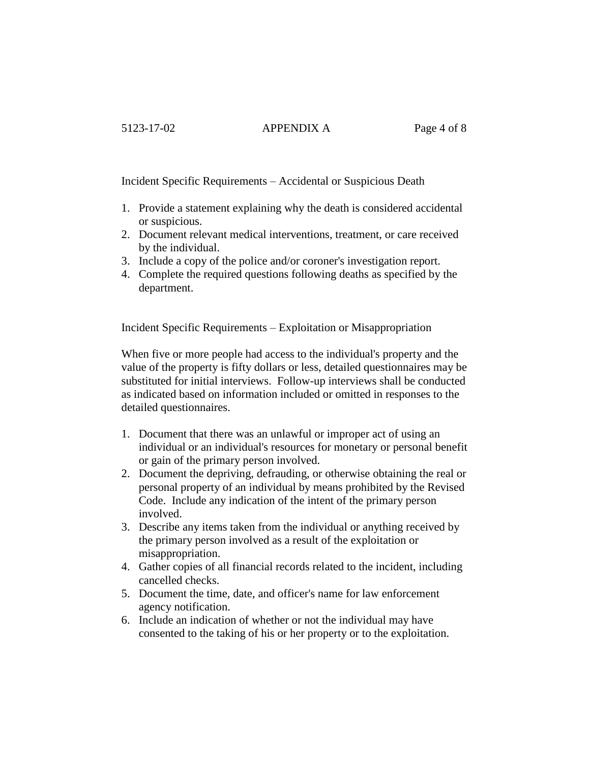## Incident Specific Requirements – Accidental or Suspicious Death

1. Provide a statement explaining why the death is considered accidental or suspicious.
2. Document relevant medical interventions, treatment, or care received by the individual.
3. Include a copy of the police and/or coroner's investigation report.
4. Complete the required questions following deaths as specified by the department.

## Incident Specific Requirements – Exploitation or Misappropriation

When five or more people had access to the individual's property and the value of the property is fifty dollars or less, detailed questionnaires may be substituted for initial interviews. Follow-up interviews shall be conducted as indicated based on information included or omitted in responses to the detailed questionnaires.

1. Document that there was an unlawful or improper act of using an individual or an individual's resources for monetary or personal benefit or gain of the primary person involved.
2. Document the depriving, defrauding, or otherwise obtaining the real or personal property of an individual by means prohibited by the Revised Code. Include any indication of the intent of the primary person involved.
3. Describe any items taken from the individual or anything received by the primary person involved as a result of the exploitation or misappropriation.
4. Gather copies of all financial records related to the incident, including cancelled checks.
5. Document the time, date, and officer's name for law enforcement agency notification.
6. Include an indication of whether or not the individual may have consented to the taking of his or her property or to the exploitation.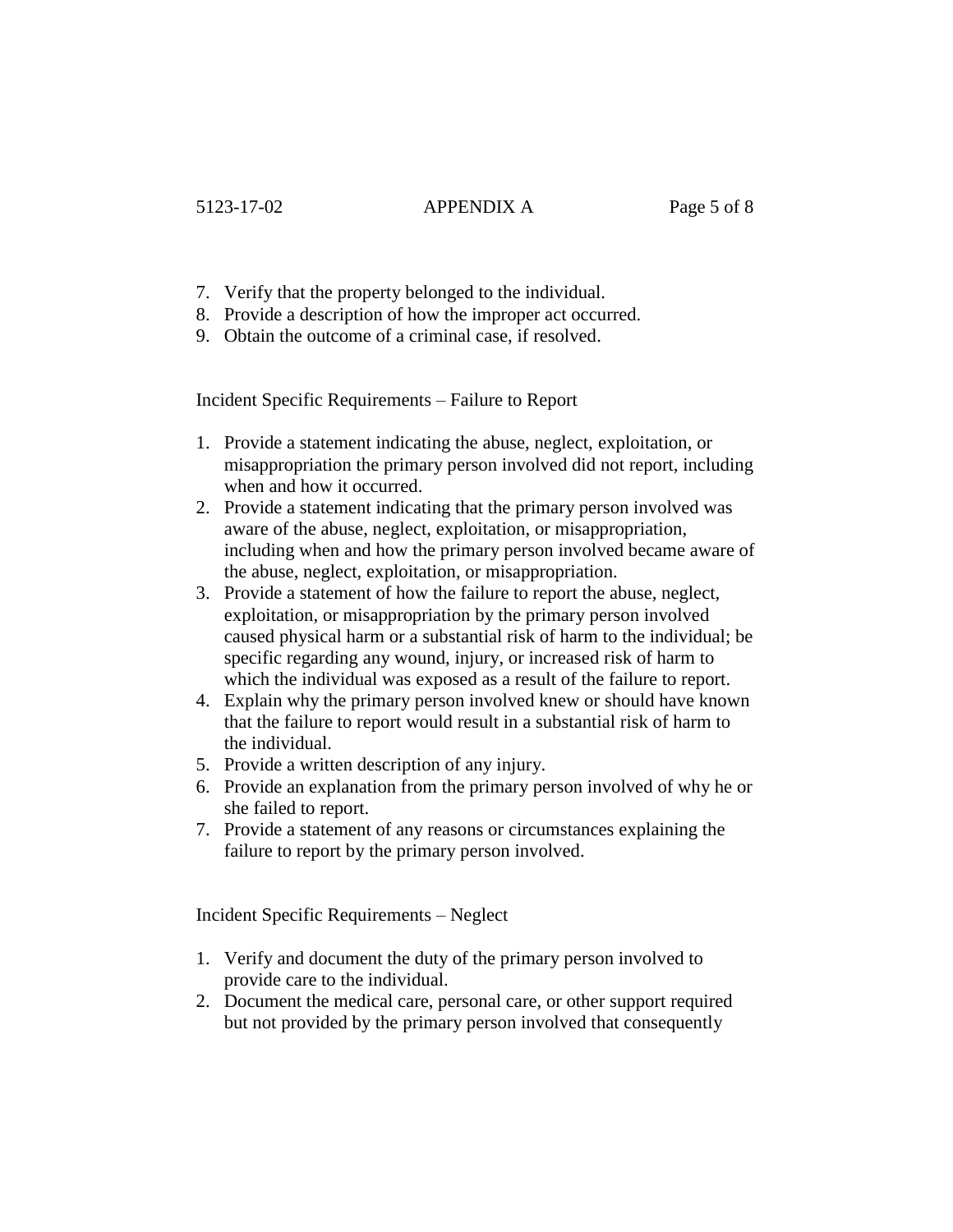7. Verify that the property belonged to the individual.
8. Provide a description of how the improper act occurred.
9. Obtain the outcome of a criminal case, if resolved.

Incident Specific Requirements – Failure to Report

1. Provide a statement indicating the abuse, neglect, exploitation, or misappropriation the primary person involved did not report, including when and how it occurred.
2. Provide a statement indicating that the primary person involved was aware of the abuse, neglect, exploitation, or misappropriation, including when and how the primary person involved became aware of the abuse, neglect, exploitation, or misappropriation.
3. Provide a statement of how the failure to report the abuse, neglect, exploitation, or misappropriation by the primary person involved caused physical harm or a substantial risk of harm to the individual; be specific regarding any wound, injury, or increased risk of harm to which the individual was exposed as a result of the failure to report.
4. Explain why the primary person involved knew or should have known that the failure to report would result in a substantial risk of harm to the individual.
5. Provide a written description of any injury.
6. Provide an explanation from the primary person involved of why he or she failed to report.
7. Provide a statement of any reasons or circumstances explaining the failure to report by the primary person involved.

Incident Specific Requirements – Neglect

1. Verify and document the duty of the primary person involved to provide care to the individual.
2. Document the medical care, personal care, or other support required but not provided by the primary person involved that consequently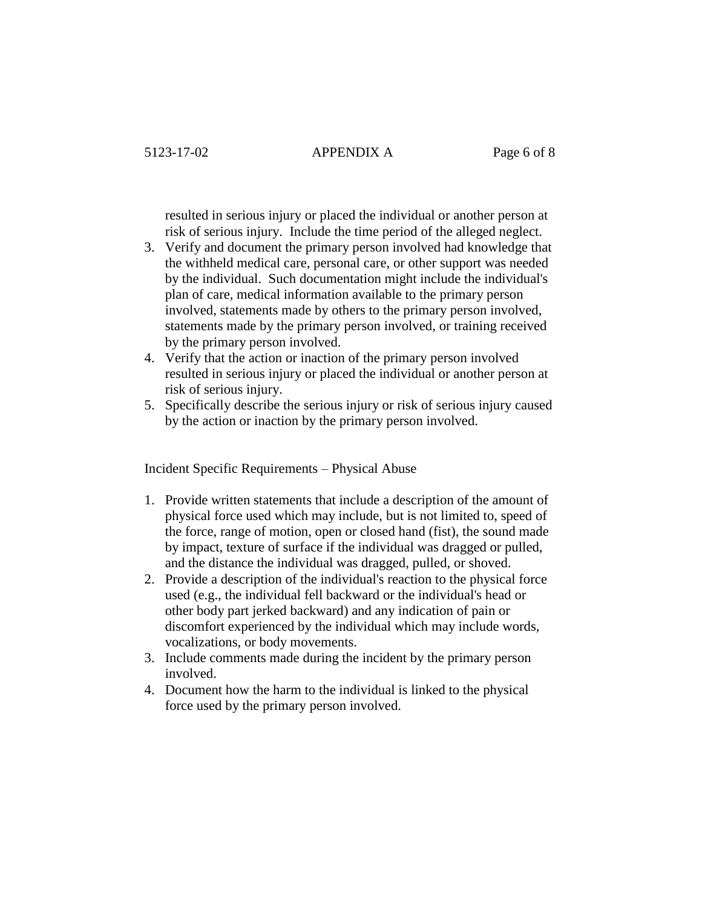resulted in serious injury or placed the individual or another person at risk of serious injury. Include the time period of the alleged neglect.

3. Verify and document the primary person involved had knowledge that the withheld medical care, personal care, or other support was needed by the individual. Such documentation might include the individual's plan of care, medical information available to the primary person involved, statements made by others to the primary person involved, statements made by the primary person involved, or training received by the primary person involved.
4. Verify that the action or inaction of the primary person involved resulted in serious injury or placed the individual or another person at risk of serious injury.
5. Specifically describe the serious injury or risk of serious injury caused by the action or inaction by the primary person involved.

Incident Specific Requirements – Physical Abuse

1. Provide written statements that include a description of the amount of physical force used which may include, but is not limited to, speed of the force, range of motion, open or closed hand (fist), the sound made by impact, texture of surface if the individual was dragged or pulled, and the distance the individual was dragged, pulled, or shoved.
2. Provide a description of the individual's reaction to the physical force used (e.g., the individual fell backward or the individual's head or other body part jerked backward) and any indication of pain or discomfort experienced by the individual which may include words, vocalizations, or body movements.
3. Include comments made during the incident by the primary person involved.
4. Document how the harm to the individual is linked to the physical force used by the primary person involved.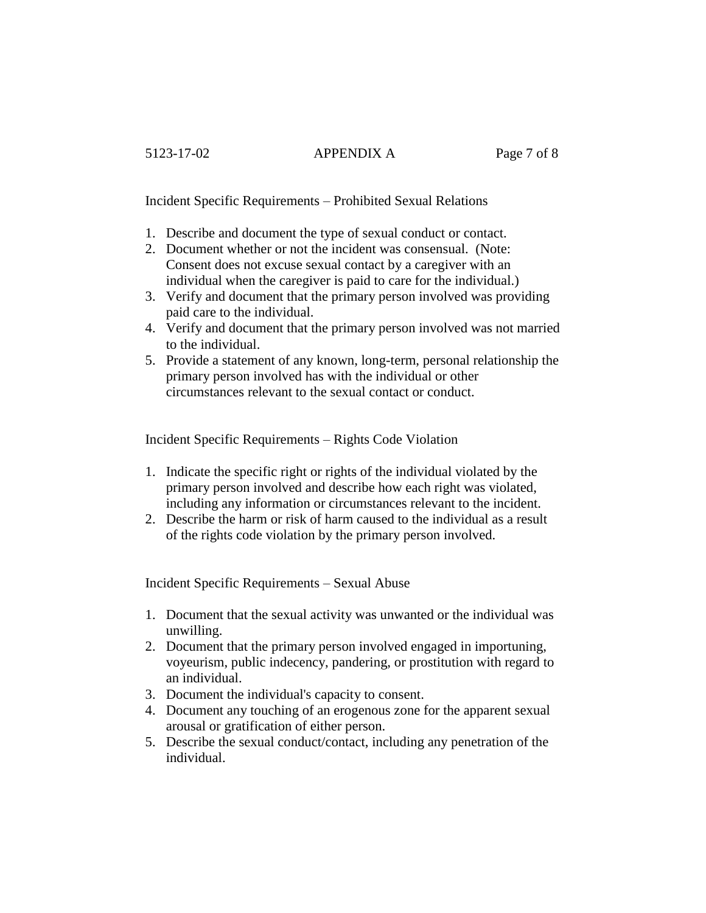Incident Specific Requirements – Prohibited Sexual Relations

1. Describe and document the type of sexual conduct or contact.
2. Document whether or not the incident was consensual. (Note: Consent does not excuse sexual contact by a caregiver with an individual when the caregiver is paid to care for the individual.)
3. Verify and document that the primary person involved was providing paid care to the individual.
4. Verify and document that the primary person involved was not married to the individual.
5. Provide a statement of any known, long-term, personal relationship the primary person involved has with the individual or other circumstances relevant to the sexual contact or conduct.

Incident Specific Requirements – Rights Code Violation

1. Indicate the specific right or rights of the individual violated by the primary person involved and describe how each right was violated, including any information or circumstances relevant to the incident.
2. Describe the harm or risk of harm caused to the individual as a result of the rights code violation by the primary person involved.

Incident Specific Requirements – Sexual Abuse

1. Document that the sexual activity was unwanted or the individual was unwilling.
2. Document that the primary person involved engaged in importuning, voyeurism, public indecency, pandering, or prostitution with regard to an individual.
3. Document the individual's capacity to consent.
4. Document any touching of an erogenous zone for the apparent sexual arousal or gratification of either person.
5. Describe the sexual conduct/contact, including any penetration of the individual.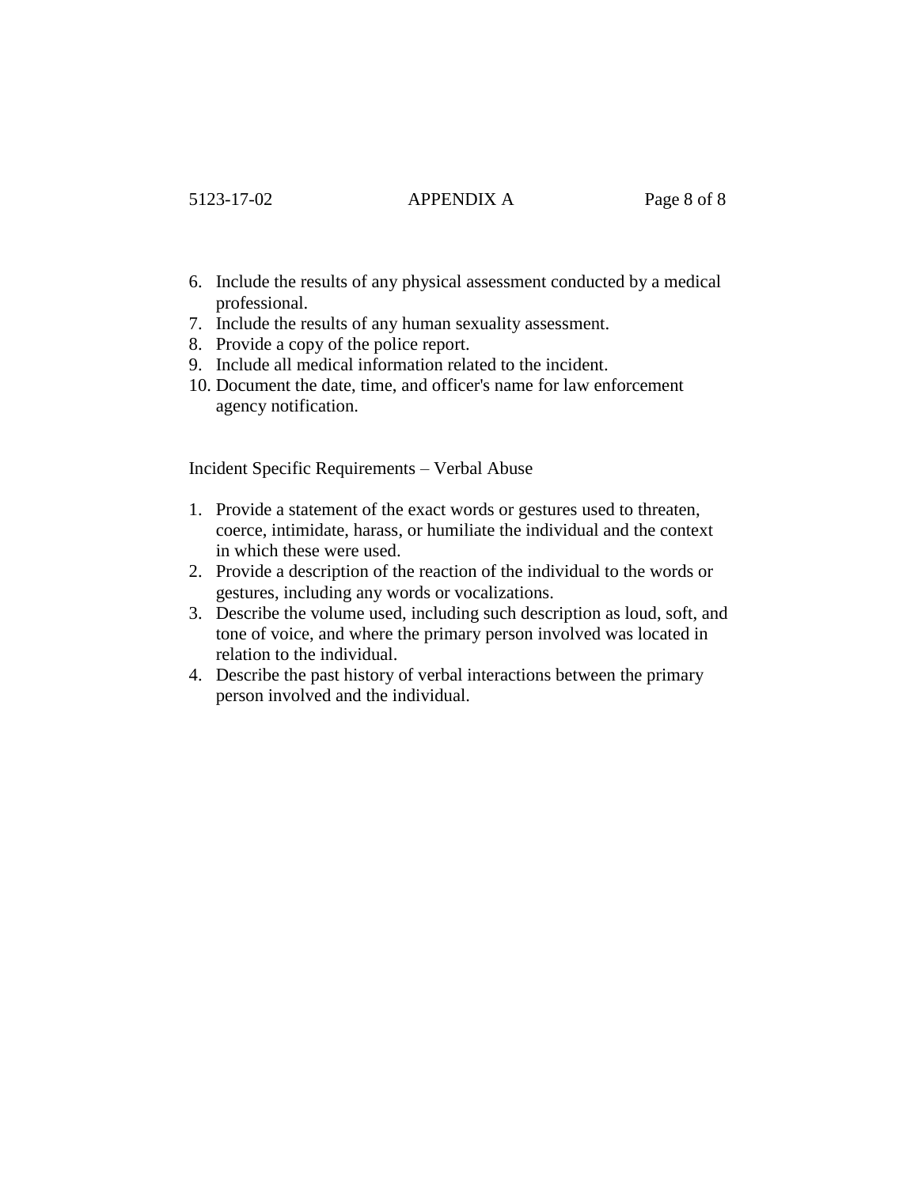6. Include the results of any physical assessment conducted by a medical professional.
7. Include the results of any human sexuality assessment.
8. Provide a copy of the police report.
9. Include all medical information related to the incident.
10. Document the date, time, and officer's name for law enforcement agency notification.

Incident Specific Requirements – Verbal Abuse

1. Provide a statement of the exact words or gestures used to threaten, coerce, intimidate, harass, or humiliate the individual and the context in which these were used.
2. Provide a description of the reaction of the individual to the words or gestures, including any words or vocalizations.
3. Describe the volume used, including such description as loud, soft, and tone of voice, and where the primary person involved was located in relation to the individual.
4. Describe the past history of verbal interactions between the primary person involved and the individual.